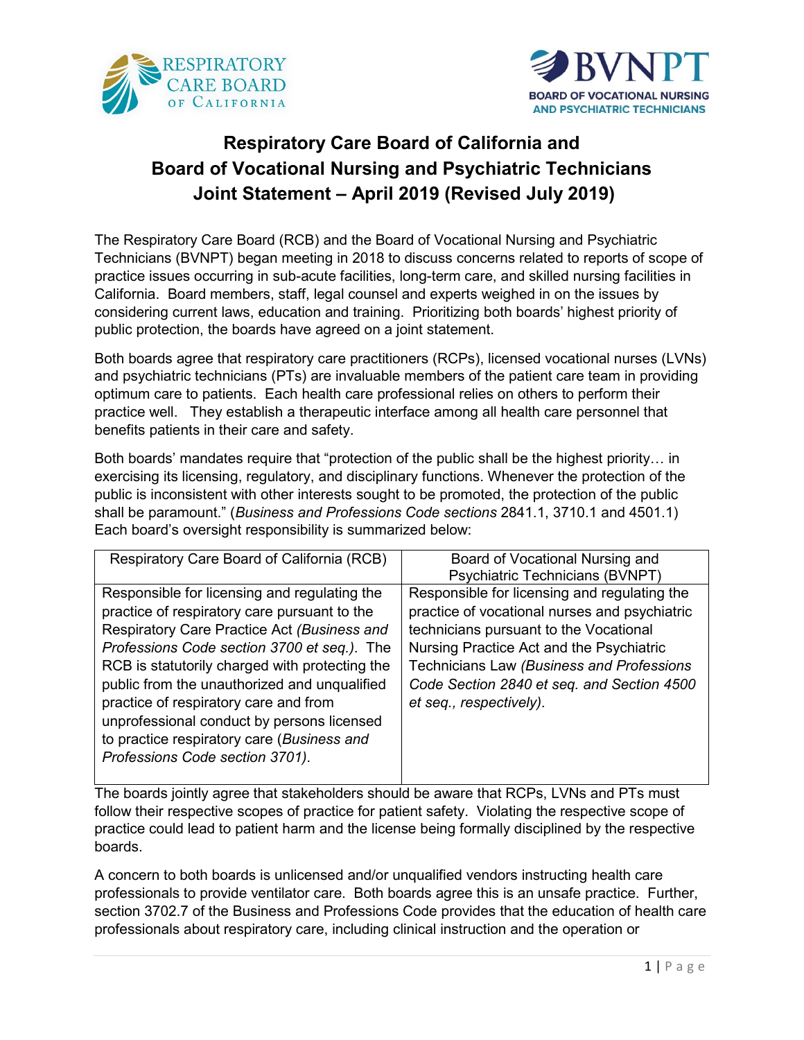# Respiratory Care Board of California and Board of Vocational Nursing and Psychiatric Technicians Joint Statement – April 2019 (Revised July 2019)

The Respiratory Care Board (RCB) and the Board of Vocational Nursing and Psychiatric Technicians (BVNPT) began meeting in 2018 to discuss concerns related to reports of scope of practice issues occurring in sub-acute facilities, long-term care, and skilled nursing facilities in California. Board members, staff, legal counsel and experts weighed in on the issues by considering current laws, education and training. Prioritizing both boards' highest priority of public protection, the boards have agreed on a joint statement.

Both boards agree that respiratory care practitioners (RCPs), licensed vocational nurses (LVNs) and psychiatric technicians (PTs) are invaluable members of the patient care team in providing optimum care to patients. Each health care professional relies on others to perform their practice well. They establish a therapeutic interface among all health care personnel that benefits patients in their care and safety.

Both boards' mandates require that "protection of the public shall be the highest priority… in exercising its licensing, regulatory, and disciplinary functions. Whenever the protection of the public is inconsistent with other interests sought to be promoted, the protection of the public shall be paramount." (*Business and Professions Code sections* 2841.1, 3710.1 and 4501.1) Each board's oversight responsibility is summarized below:

| Respiratory Care Board of California (RCB) | Board of Vocational Nursing and Psychiatric Technicians (BVNPT) |
|---|---|
| Responsible for licensing and regulating the practice of respiratory care pursuant to the Respiratory Care Practice Act *(Business and Professions Code section 3700 et seq.)*. The RCB is statutorily charged with protecting the public from the unauthorized and unqualified practice of respiratory care and from unprofessional conduct by persons licensed to practice respiratory care (*Business and Professions Code section 3701)*. | Responsible for licensing and regulating the practice of vocational nurses and psychiatric technicians pursuant to the Vocational Nursing Practice Act and the Psychiatric Technicians Law *(Business and Professions Code Section 2840 et seq. and Section 4500 et seq., respectively)*. |

The boards jointly agree that stakeholders should be aware that RCPs, LVNs and PTs must follow their respective scopes of practice for patient safety. Violating the respective scope of practice could lead to patient harm and the license being formally disciplined by the respective boards.

A concern to both boards is unlicensed and/or unqualified vendors instructing health care professionals to provide ventilator care. Both boards agree this is an unsafe practice. Further, section 3702.7 of the Business and Professions Code provides that the education of health care professionals about respiratory care, including clinical instruction and the operation or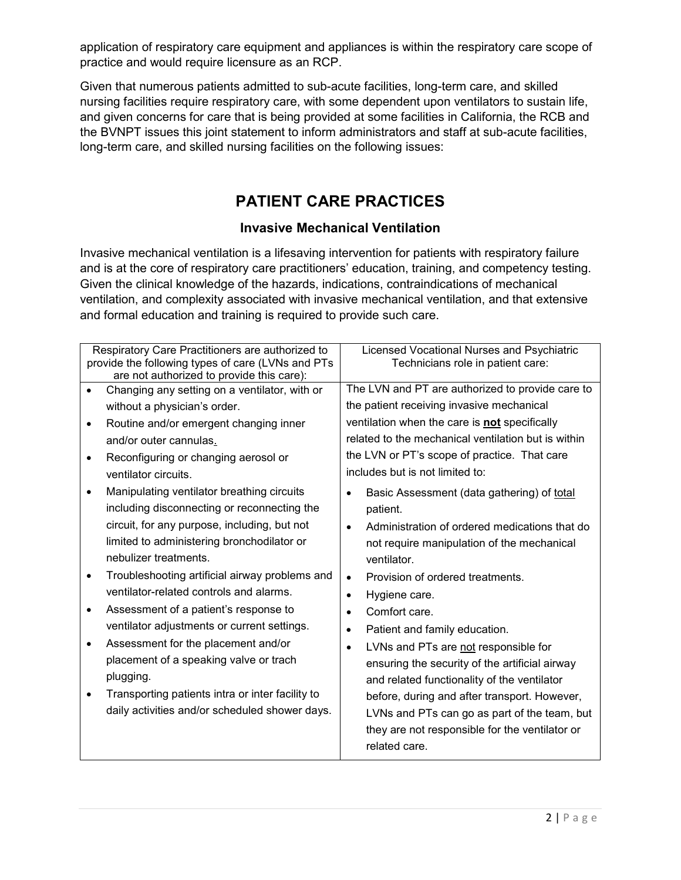application of respiratory care equipment and appliances is within the respiratory care scope of practice and would require licensure as an RCP.

Given that numerous patients admitted to sub-acute facilities, long-term care, and skilled nursing facilities require respiratory care, with some dependent upon ventilators to sustain life, and given concerns for care that is being provided at some facilities in California, the RCB and the BVNPT issues this joint statement to inform administrators and staff at sub-acute facilities, long-term care, and skilled nursing facilities on the following issues:

# PATIENT CARE PRACTICES

## Invasive Mechanical Ventilation

Invasive mechanical ventilation is a lifesaving intervention for patients with respiratory failure and is at the core of respiratory care practitioners' education, training, and competency testing. Given the clinical knowledge of the hazards, indications, contraindications of mechanical ventilation, and complexity associated with invasive mechanical ventilation, and that extensive and formal education and training is required to provide such care.

| Respiratory Care Practitioners are authorized to provide the following types of care (LVNs and PTs are not authorized to provide this care): | Licensed Vocational Nurses and Psychiatric Technicians role in patient care: |
|---|---|
| • Changing any setting on a ventilator, with or without a physician's order.<br>• Routine and/or emergent changing inner and/or outer cannulas.<br>• Reconfiguring or changing aerosol or ventilator circuits.<br>• Manipulating ventilator breathing circuits including disconnecting or reconnecting the circuit, for any purpose, including, but not limited to administering bronchodilator or nebulizer treatments.<br>• Troubleshooting artificial airway problems and ventilator-related controls and alarms.<br>• Assessment of a patient's response to ventilator adjustments or current settings.<br>• Assessment for the placement and/or placement of a speaking valve or trach plugging.<br>• Transporting patients intra or inter facility to daily activities and/or scheduled shower days. | The LVN and PT are authorized to provide care to the patient receiving invasive mechanical ventilation when the care is **<u>not</u>** specifically related to the mechanical ventilation but is within the LVN or PT's scope of practice. That care includes but is not limited to:<br>• Basic Assessment (data gathering) of <u>total</u> patient.<br>• Administration of ordered medications that do not require manipulation of the mechanical ventilator.<br>• Provision of ordered treatments.<br>• Hygiene care.<br>• Comfort care.<br>• Patient and family education.<br>• LVNs and PTs are <u>not</u> responsible for ensuring the security of the artificial airway and related functionality of the ventilator before, during and after transport. However, LVNs and PTs can go as part of the team, but they are not responsible for the ventilator or related care. |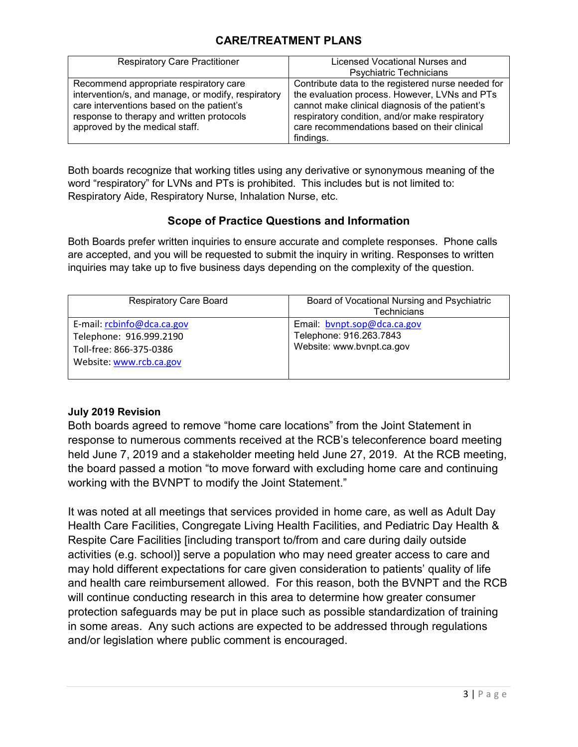## CARE/TREATMENT PLANS

| Respiratory Care Practitioner | Licensed Vocational Nurses and Psychiatric Technicians |
|---|---|
| Recommend appropriate respiratory care intervention/s, and manage, or modify, respiratory care interventions based on the patient's response to therapy and written protocols approved by the medical staff. | Contribute data to the registered nurse needed for the evaluation process. However, LVNs and PTs cannot make clinical diagnosis of the patient's respiratory condition, and/or make respiratory care recommendations based on their clinical findings. |

Both boards recognize that working titles using any derivative or synonymous meaning of the word "respiratory" for LVNs and PTs is prohibited. This includes but is not limited to: Respiratory Aide, Respiratory Nurse, Inhalation Nurse, etc.

## Scope of Practice Questions and Information

Both Boards prefer written inquiries to ensure accurate and complete responses. Phone calls are accepted, and you will be requested to submit the inquiry in writing. Responses to written inquiries may take up to five business days depending on the complexity of the question.

| Respiratory Care Board | Board of Vocational Nursing and Psychiatric Technicians |
|---|---|
| E-mail: rcbinfo@dca.ca.gov<br>Telephone: 916.999.2190<br>Toll-free: 866-375-0386<br>Website: www.rcb.ca.gov | Email: bvnpt.sop@dca.ca.gov<br>Telephone: 916.263.7843<br>Website: www.bvnpt.ca.gov |

**July 2019 Revision**

Both boards agreed to remove "home care locations" from the Joint Statement in response to numerous comments received at the RCB's teleconference board meeting held June 7, 2019 and a stakeholder meeting held June 27, 2019. At the RCB meeting, the board passed a motion "to move forward with excluding home care and continuing working with the BVNPT to modify the Joint Statement."

It was noted at all meetings that services provided in home care, as well as Adult Day Health Care Facilities, Congregate Living Health Facilities, and Pediatric Day Health & Respite Care Facilities [including transport to/from and care during daily outside activities (e.g. school)] serve a population who may need greater access to care and may hold different expectations for care given consideration to patients' quality of life and health care reimbursement allowed. For this reason, both the BVNPT and the RCB will continue conducting research in this area to determine how greater consumer protection safeguards may be put in place such as possible standardization of training in some areas. Any such actions are expected to be addressed through regulations and/or legislation where public comment is encouraged.